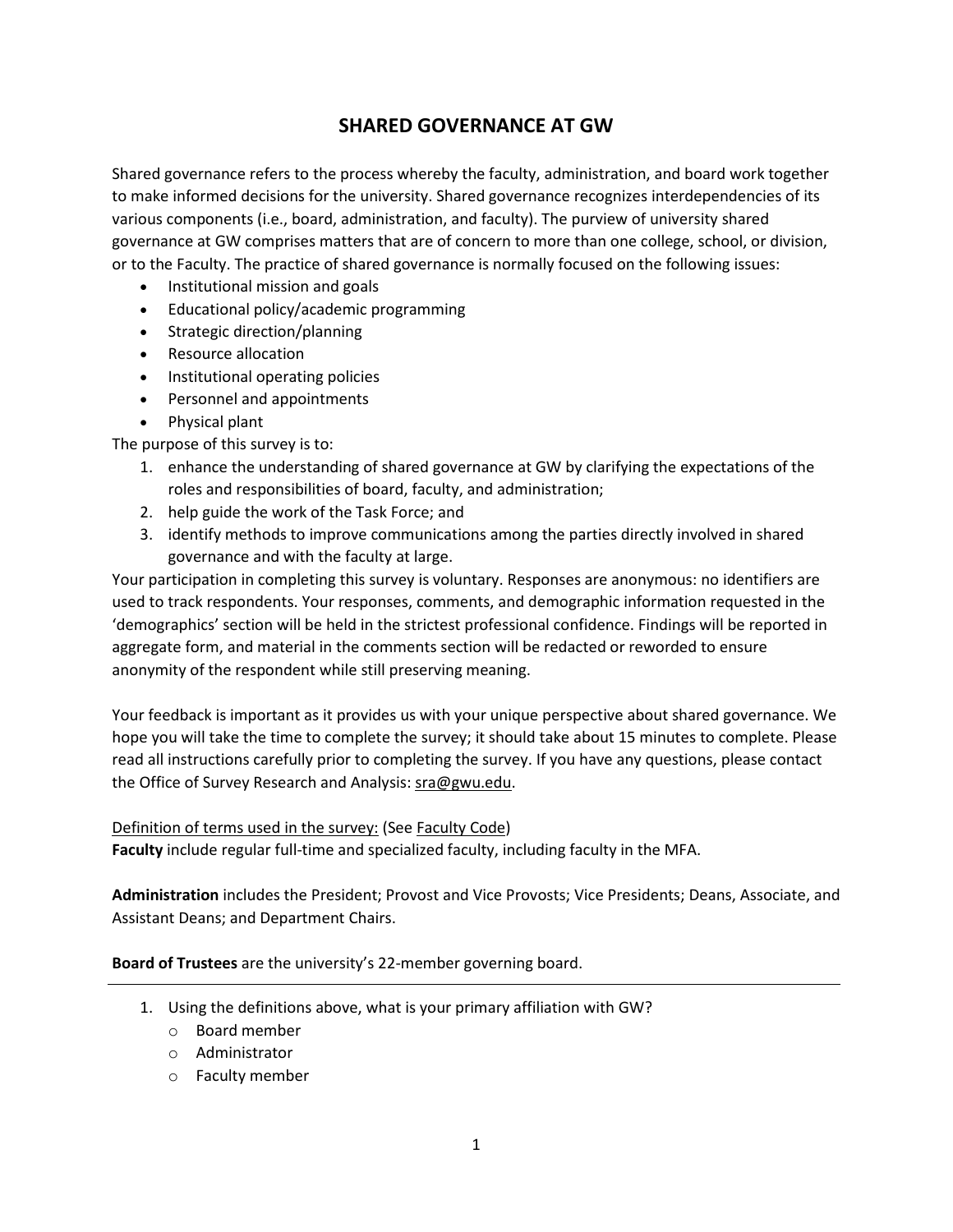# SHARED GOVERNANCE AT GW

Shared governance refers to the process whereby the faculty, administration, and board work together to make informed decisions for the university. Shared governance recognizes interdependencies of its various components (i.e., board, administration, and faculty). The purview of university shared governance at GW comprises matters that are of concern to more than one college, school, or division, or to the Faculty. The practice of shared governance is normally focused on the following issues:

- Institutional mission and goals
- Educational policy/academic programming
- Strategic direction/planning
- Resource allocation
- Institutional operating policies
- Personnel and appointments
- Physical plant

The purpose of this survey is to:

1. enhance the understanding of shared governance at GW by clarifying the expectations of the roles and responsibilities of board, faculty, and administration;
2. help guide the work of the Task Force; and
3. identify methods to improve communications among the parties directly involved in shared governance and with the faculty at large.

Your participation in completing this survey is voluntary. Responses are anonymous: no identifiers are used to track respondents. Your responses, comments, and demographic information requested in the 'demographics' section will be held in the strictest professional confidence. Findings will be reported in aggregate form, and material in the comments section will be redacted or reworded to ensure anonymity of the respondent while still preserving meaning.

Your feedback is important as it provides us with your unique perspective about shared governance. We hope you will take the time to complete the survey; it should take about 15 minutes to complete. Please read all instructions carefully prior to completing the survey. If you have any questions, please contact the Office of Survey Research and Analysis: sra@gwu.edu.

Definition of terms used in the survey: (See Faculty Code)

**Faculty** include regular full-time and specialized faculty, including faculty in the MFA.

**Administration** includes the President; Provost and Vice Provosts; Vice Presidents; Deans, Associate, and Assistant Deans; and Department Chairs.

**Board of Trustees** are the university's 22-member governing board.

---

1. Using the definitions above, what is your primary affiliation with GW?
   - Board member
   - Administrator
   - Faculty member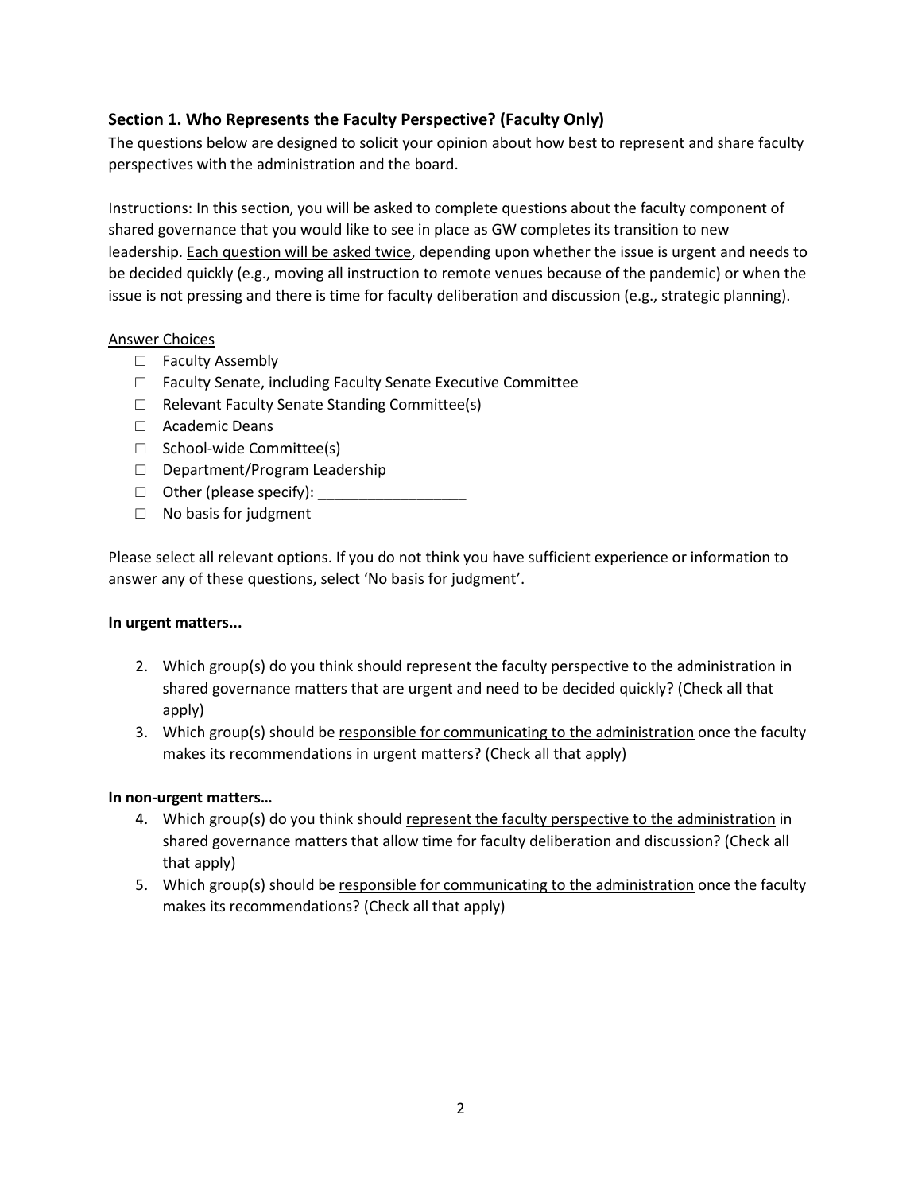## Section 1. Who Represents the Faculty Perspective? (Faculty Only)

The questions below are designed to solicit your opinion about how best to represent and share faculty perspectives with the administration and the board.

Instructions: In this section, you will be asked to complete questions about the faculty component of shared governance that you would like to see in place as GW completes its transition to new leadership. <u>Each question will be asked twice</u>, depending upon whether the issue is urgent and needs to be decided quickly (e.g., moving all instruction to remote venues because of the pandemic) or when the issue is not pressing and there is time for faculty deliberation and discussion (e.g., strategic planning).

<u>Answer Choices</u>

- ☐ Faculty Assembly
- ☐ Faculty Senate, including Faculty Senate Executive Committee
- ☐ Relevant Faculty Senate Standing Committee(s)
- ☐ Academic Deans
- ☐ School-wide Committee(s)
- ☐ Department/Program Leadership
- ☐ Other (please specify): ___________________
- ☐ No basis for judgment

Please select all relevant options. If you do not think you have sufficient experience or information to answer any of these questions, select 'No basis for judgment'.

**In urgent matters...**

2. Which group(s) do you think should <u>represent the faculty perspective to the administration</u> in shared governance matters that are urgent and need to be decided quickly? (Check all that apply)
3. Which group(s) should be <u>responsible for communicating to the administration</u> once the faculty makes its recommendations in urgent matters? (Check all that apply)

**In non-urgent matters…**

4. Which group(s) do you think should <u>represent the faculty perspective to the administration</u> in shared governance matters that allow time for faculty deliberation and discussion? (Check all that apply)
5. Which group(s) should be <u>responsible for communicating to the administration</u> once the faculty makes its recommendations? (Check all that apply)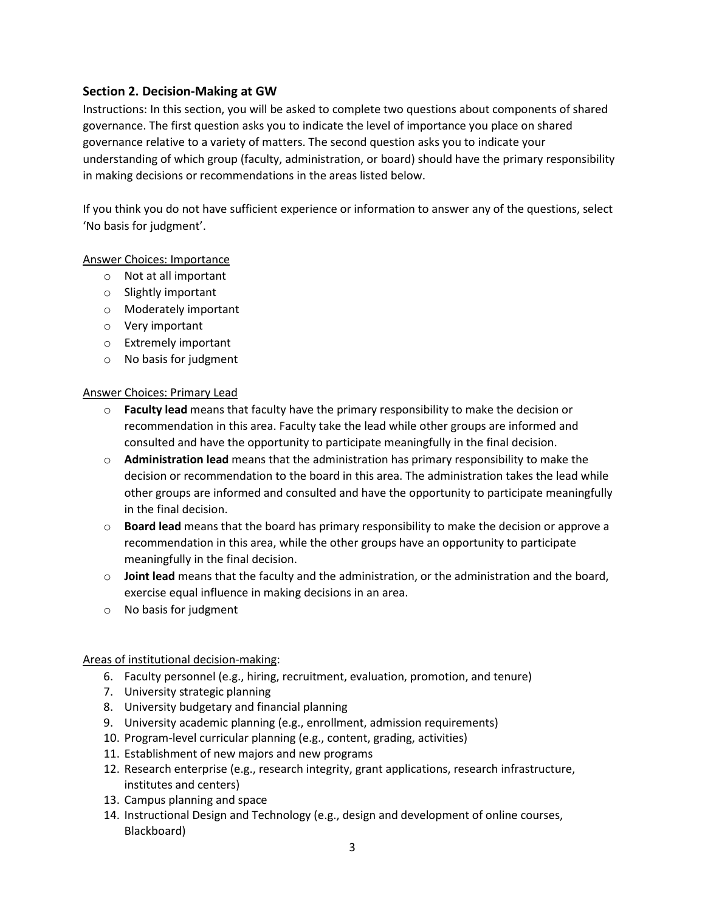## Section 2. Decision-Making at GW

Instructions: In this section, you will be asked to complete two questions about components of shared governance. The first question asks you to indicate the level of importance you place on shared governance relative to a variety of matters. The second question asks you to indicate your understanding of which group (faculty, administration, or board) should have the primary responsibility in making decisions or recommendations in the areas listed below.

If you think you do not have sufficient experience or information to answer any of the questions, select 'No basis for judgment'.

Answer Choices: Importance

- Not at all important
- Slightly important
- Moderately important
- Very important
- Extremely important
- No basis for judgment

Answer Choices: Primary Lead

- **Faculty lead** means that faculty have the primary responsibility to make the decision or recommendation in this area. Faculty take the lead while other groups are informed and consulted and have the opportunity to participate meaningfully in the final decision.
- **Administration lead** means that the administration has primary responsibility to make the decision or recommendation to the board in this area. The administration takes the lead while other groups are informed and consulted and have the opportunity to participate meaningfully in the final decision.
- **Board lead** means that the board has primary responsibility to make the decision or approve a recommendation in this area, while the other groups have an opportunity to participate meaningfully in the final decision.
- **Joint lead** means that the faculty and the administration, or the administration and the board, exercise equal influence in making decisions in an area.
- No basis for judgment

Areas of institutional decision-making:

6. Faculty personnel (e.g., hiring, recruitment, evaluation, promotion, and tenure)
7. University strategic planning
8. University budgetary and financial planning
9. University academic planning (e.g., enrollment, admission requirements)
10. Program-level curricular planning (e.g., content, grading, activities)
11. Establishment of new majors and new programs
12. Research enterprise (e.g., research integrity, grant applications, research infrastructure, institutes and centers)
13. Campus planning and space
14. Instructional Design and Technology (e.g., design and development of online courses, Blackboard)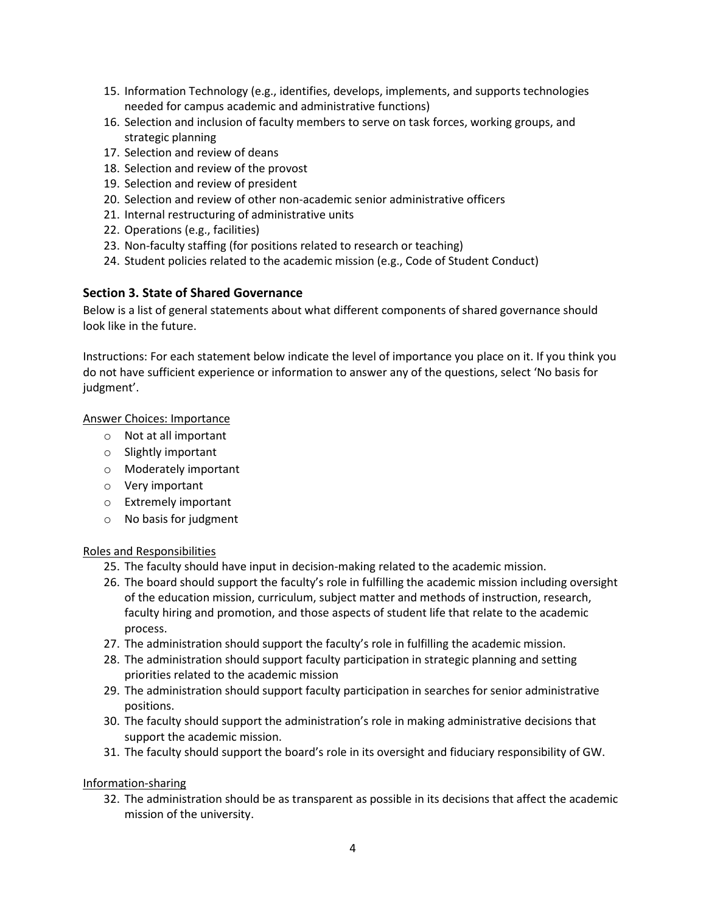15. Information Technology (e.g., identifies, develops, implements, and supports technologies needed for campus academic and administrative functions)
16. Selection and inclusion of faculty members to serve on task forces, working groups, and strategic planning
17. Selection and review of deans
18. Selection and review of the provost
19. Selection and review of president
20. Selection and review of other non-academic senior administrative officers
21. Internal restructuring of administrative units
22. Operations (e.g., facilities)
23. Non-faculty staffing (for positions related to research or teaching)
24. Student policies related to the academic mission (e.g., Code of Student Conduct)

## Section 3. State of Shared Governance

Below is a list of general statements about what different components of shared governance should look like in the future.

Instructions: For each statement below indicate the level of importance you place on it. If you think you do not have sufficient experience or information to answer any of the questions, select 'No basis for judgment'.

Answer Choices: Importance

- Not at all important
- Slightly important
- Moderately important
- Very important
- Extremely important
- No basis for judgment

Roles and Responsibilities

25. The faculty should have input in decision-making related to the academic mission.
26. The board should support the faculty's role in fulfilling the academic mission including oversight of the education mission, curriculum, subject matter and methods of instruction, research, faculty hiring and promotion, and those aspects of student life that relate to the academic process.
27. The administration should support the faculty's role in fulfilling the academic mission.
28. The administration should support faculty participation in strategic planning and setting priorities related to the academic mission
29. The administration should support faculty participation in searches for senior administrative positions.
30. The faculty should support the administration's role in making administrative decisions that support the academic mission.
31. The faculty should support the board's role in its oversight and fiduciary responsibility of GW.

Information-sharing

32. The administration should be as transparent as possible in its decisions that affect the academic mission of the university.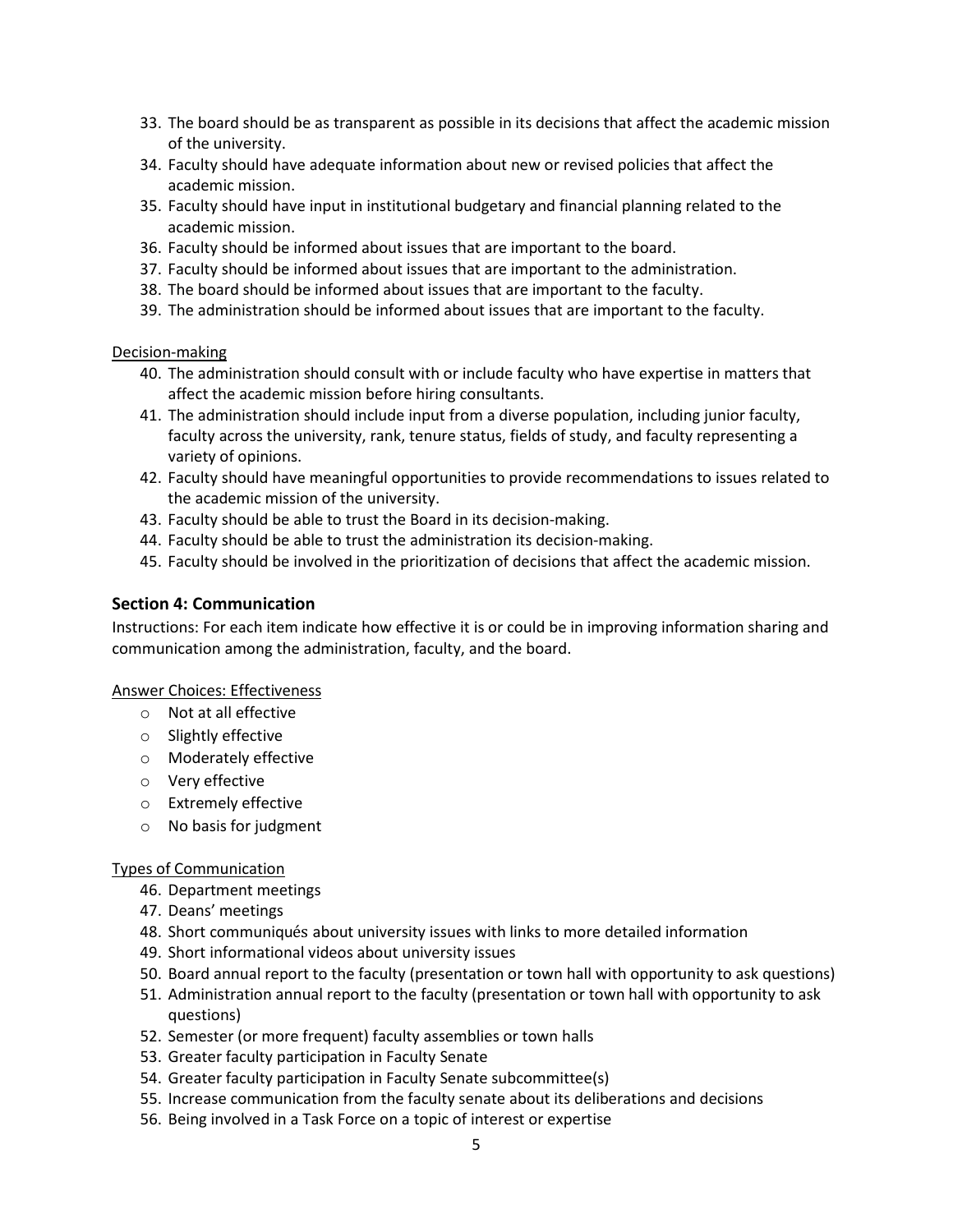33. The board should be as transparent as possible in its decisions that affect the academic mission of the university.
34. Faculty should have adequate information about new or revised policies that affect the academic mission.
35. Faculty should have input in institutional budgetary and financial planning related to the academic mission.
36. Faculty should be informed about issues that are important to the board.
37. Faculty should be informed about issues that are important to the administration.
38. The board should be informed about issues that are important to the faculty.
39. The administration should be informed about issues that are important to the faculty.

<u>Decision-making</u>

40. The administration should consult with or include faculty who have expertise in matters that affect the academic mission before hiring consultants.
41. The administration should include input from a diverse population, including junior faculty, faculty across the university, rank, tenure status, fields of study, and faculty representing a variety of opinions.
42. Faculty should have meaningful opportunities to provide recommendations to issues related to the academic mission of the university.
43. Faculty should be able to trust the Board in its decision-making.
44. Faculty should be able to trust the administration its decision-making.
45. Faculty should be involved in the prioritization of decisions that affect the academic mission.

### Section 4: Communication

Instructions: For each item indicate how effective it is or could be in improving information sharing and communication among the administration, faculty, and the board.

<u>Answer Choices: Effectiveness</u>

- Not at all effective
- Slightly effective
- Moderately effective
- Very effective
- Extremely effective
- No basis for judgment

<u>Types of Communication</u>

46. Department meetings
47. Deans' meetings
48. Short communiqués about university issues with links to more detailed information
49. Short informational videos about university issues
50. Board annual report to the faculty (presentation or town hall with opportunity to ask questions)
51. Administration annual report to the faculty (presentation or town hall with opportunity to ask questions)
52. Semester (or more frequent) faculty assemblies or town halls
53. Greater faculty participation in Faculty Senate
54. Greater faculty participation in Faculty Senate subcommittee(s)
55. Increase communication from the faculty senate about its deliberations and decisions
56. Being involved in a Task Force on a topic of interest or expertise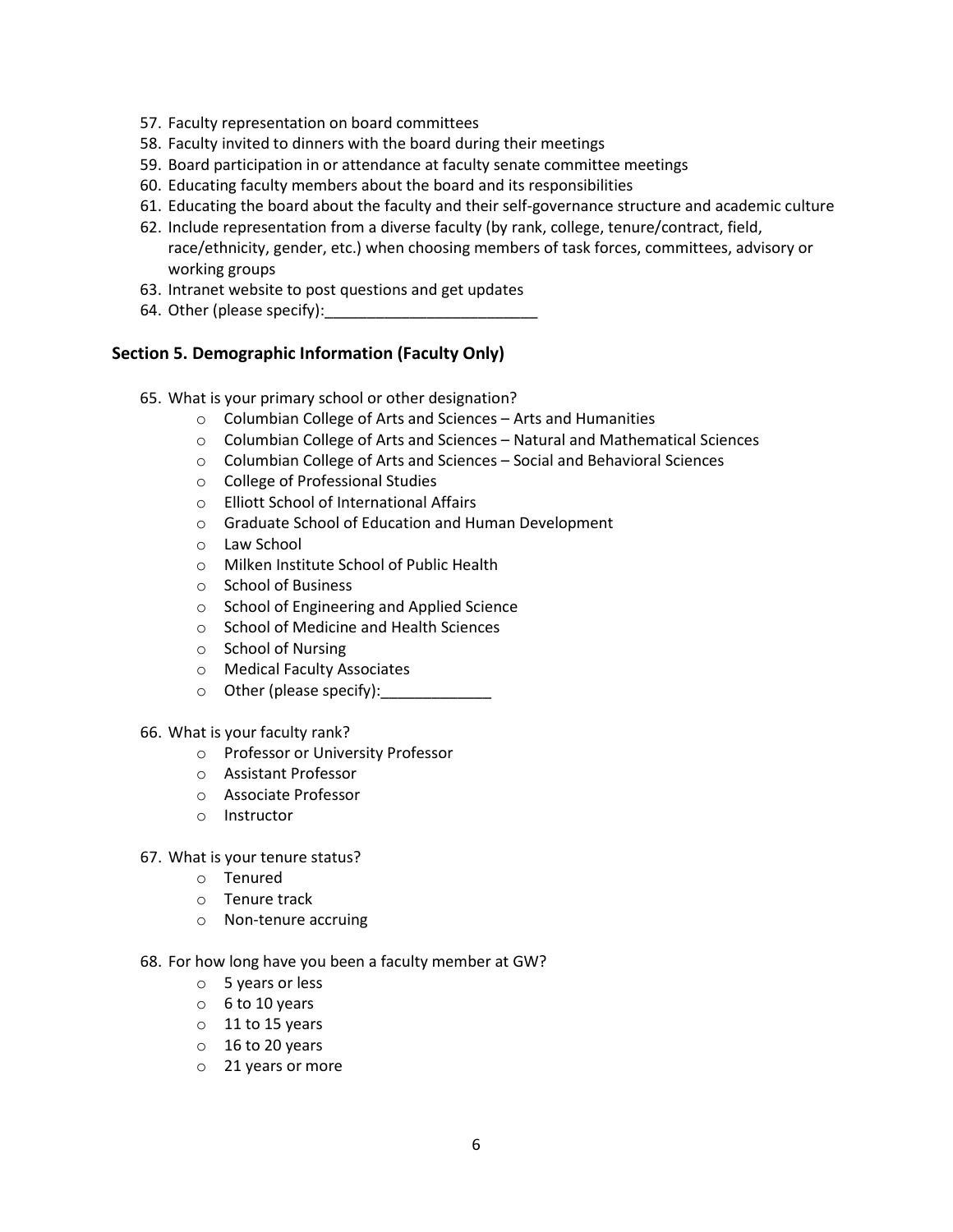57. Faculty representation on board committees
58. Faculty invited to dinners with the board during their meetings
59. Board participation in or attendance at faculty senate committee meetings
60. Educating faculty members about the board and its responsibilities
61. Educating the board about the faculty and their self-governance structure and academic culture
62. Include representation from a diverse faculty (by rank, college, tenure/contract, field, race/ethnicity, gender, etc.) when choosing members of task forces, committees, advisory or working groups
63. Intranet website to post questions and get updates
64. Other (please specify):_________________________

## Section 5. Demographic Information (Faculty Only)

65. What is your primary school or other designation?
    - Columbian College of Arts and Sciences – Arts and Humanities
    - Columbian College of Arts and Sciences – Natural and Mathematical Sciences
    - Columbian College of Arts and Sciences – Social and Behavioral Sciences
    - College of Professional Studies
    - Elliott School of International Affairs
    - Graduate School of Education and Human Development
    - Law School
    - Milken Institute School of Public Health
    - School of Business
    - School of Engineering and Applied Science
    - School of Medicine and Health Sciences
    - School of Nursing
    - Medical Faculty Associates
    - Other (please specify):_____________

66. What is your faculty rank?
    - Professor or University Professor
    - Assistant Professor
    - Associate Professor
    - Instructor

67. What is your tenure status?
    - Tenured
    - Tenure track
    - Non-tenure accruing

68. For how long have you been a faculty member at GW?
    - 5 years or less
    - 6 to 10 years
    - 11 to 15 years
    - 16 to 20 years
    - 21 years or more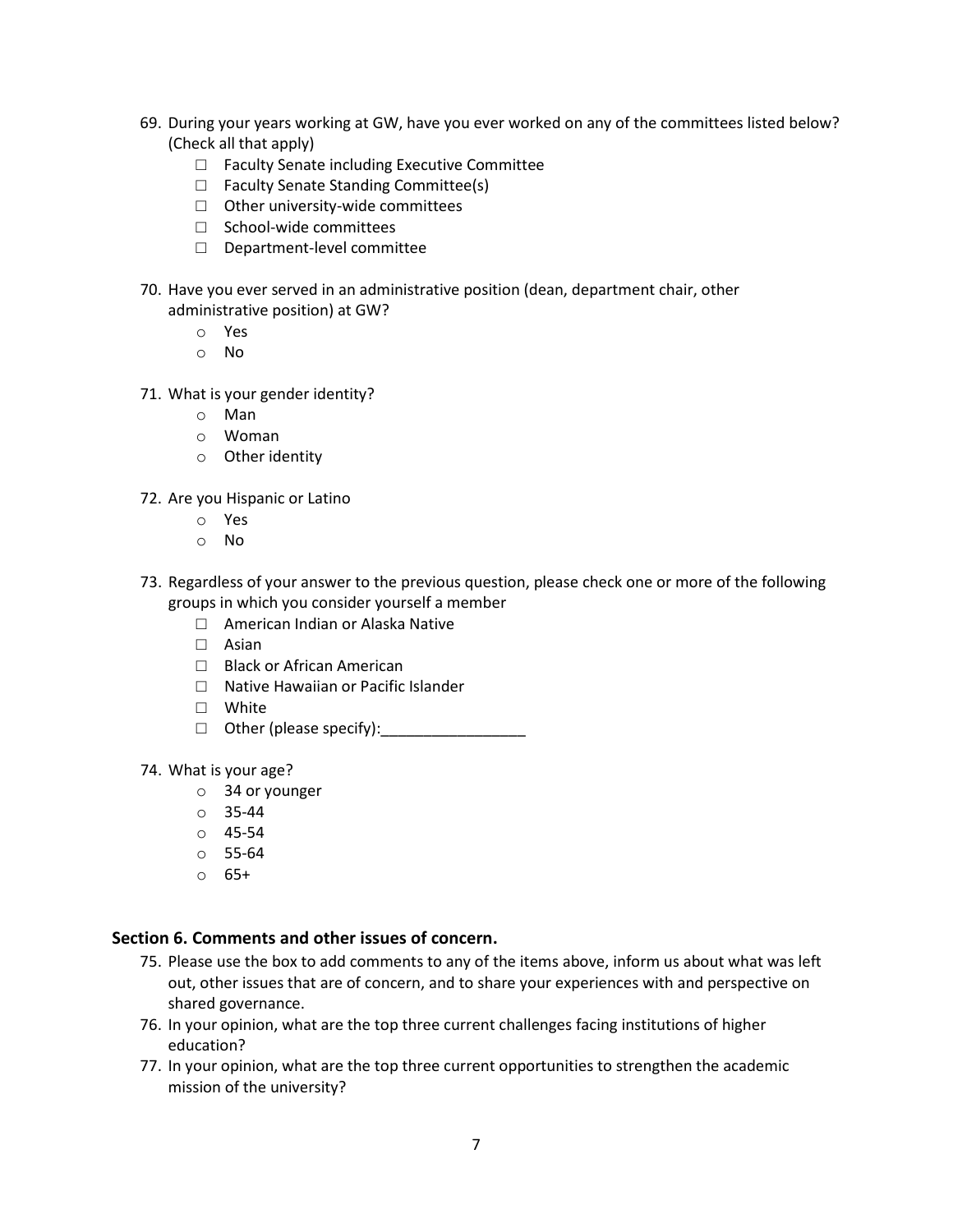69. During your years working at GW, have you ever worked on any of the committees listed below? (Check all that apply)
    - ☐ Faculty Senate including Executive Committee
    - ☐ Faculty Senate Standing Committee(s)
    - ☐ Other university-wide committees
    - ☐ School-wide committees
    - ☐ Department-level committee

70. Have you ever served in an administrative position (dean, department chair, other administrative position) at GW?
    - Yes
    - No

71. What is your gender identity?
    - Man
    - Woman
    - Other identity

72. Are you Hispanic or Latino
    - Yes
    - No

73. Regardless of your answer to the previous question, please check one or more of the following groups in which you consider yourself a member
    - ☐ American Indian or Alaska Native
    - ☐ Asian
    - ☐ Black or African American
    - ☐ Native Hawaiian or Pacific Islander
    - ☐ White
    - ☐ Other (please specify):_________________

74. What is your age?
    - 34 or younger
    - 35-44
    - 45-54
    - 55-64
    - 65+

## Section 6. Comments and other issues of concern.

75. Please use the box to add comments to any of the items above, inform us about what was left out, other issues that are of concern, and to share your experiences with and perspective on shared governance.
76. In your opinion, what are the top three current challenges facing institutions of higher education?
77. In your opinion, what are the top three current opportunities to strengthen the academic mission of the university?